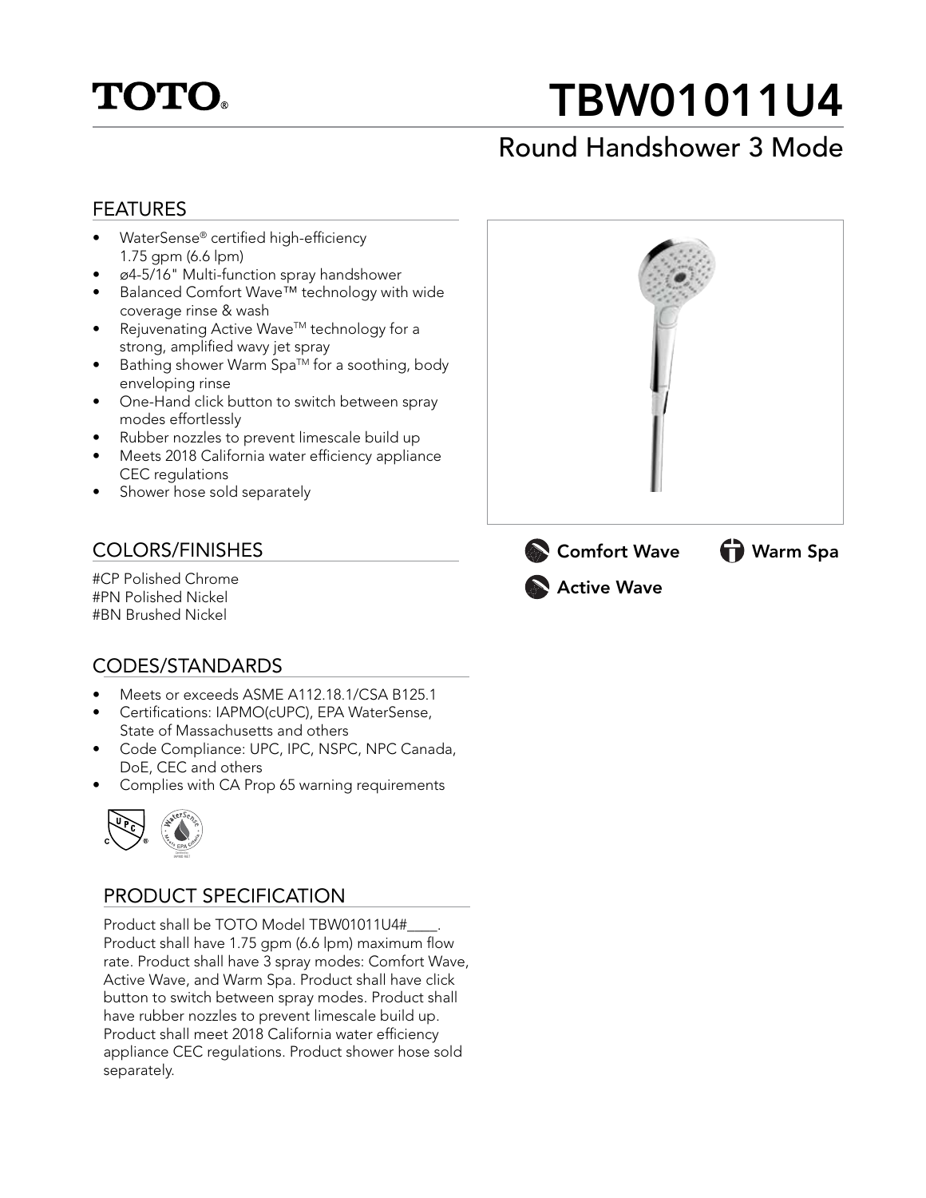TOTO®

# TBW01011U4

## Round Handshower 3 Mode

### FEATURES

- WaterSense® certified high-efficiency 1.75 gpm (6.6 lpm)
- ø4-5/16" Multi-function spray handshower
- Balanced Comfort Wave™ technology with wide coverage rinse & wash
- Rejuvenating Active Wave™ technology for a strong, amplified wavy jet spray
- Bathing shower Warm Spa™ for a soothing, body enveloping rinse
- One-Hand click button to switch between spray modes effortlessly
- Rubber nozzles to prevent limescale build up
- Meets 2018 California water efficiency appliance CEC regulations
- Shower hose sold separately

Comfort Wave

Warm Spa

Active Wave

### COLORS/FINISHES

#CP Polished Chrome
#PN Polished Nickel
#BN Brushed Nickel

### CODES/STANDARDS

- Meets or exceeds ASME A112.18.1/CSA B125.1
- Certifications: IAPMO(cUPC), EPA WaterSense, State of Massachusetts and others
- Code Compliance: UPC, IPC, NSPC, NPC Canada, DoE, CEC and others
- Complies with CA Prop 65 warning requirements

### PRODUCT SPECIFICATION

Product shall be TOTO Model TBW01011U4#____. Product shall have 1.75 gpm (6.6 lpm) maximum flow rate. Product shall have 3 spray modes: Comfort Wave, Active Wave, and Warm Spa. Product shall have click button to switch between spray modes. Product shall have rubber nozzles to prevent limescale build up. Product shall meet 2018 California water efficiency appliance CEC regulations. Product shower hose sold separately.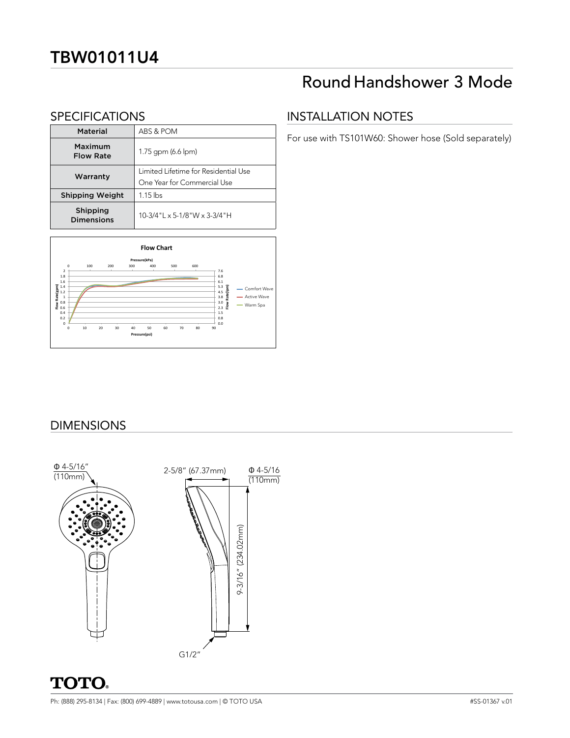# TBW01011U4

## Round Handshower 3 Mode

## SPECIFICATIONS

| | |
|---|---|
| **Material** | ABS & POM |
| **Maximum Flow Rate** | 1.75 gpm (6.6 lpm) |
| **Warranty** | Limited Lifetime for Residential Use<br>One Year for Commercial Use |
| **Shipping Weight** | 1.15 lbs |
| **Shipping Dimensions** | 10-3/4"L x 5-1/8"W x 3-3/4"H |

**Flow Chart**

Pressure(kPa)

0 100 200 300 400 500 600

Flow Rate(gpm)

2 1.8 1.6 1.4 1.2 1 0.8 0.6 0.4 0.2 0

Flow Rate(lpm)

7.6 6.8 6.1 5.3 4.5 3.8 3.0 2.3 1.5 0.8 0.0

0 10 20 30 40 50 60 70 80 90

Pressure(psi)

Comfort Wave

Active Wave

Warm Spa

## INSTALLATION NOTES

For use with TS101W60: Shower hose (Sold separately)

## DIMENSIONS

Φ 4-5/16"
(110mm)

2-5/8" (67.37mm)

Φ 4-5/16
(110mm)

9-3/16" (234.02mm)

G1/2"

**TOTO**

Ph: (888) 295-8134 | Fax: (800) 699-4889 | www.totousa.com | © TOTO USA

#SS-01367 v.01